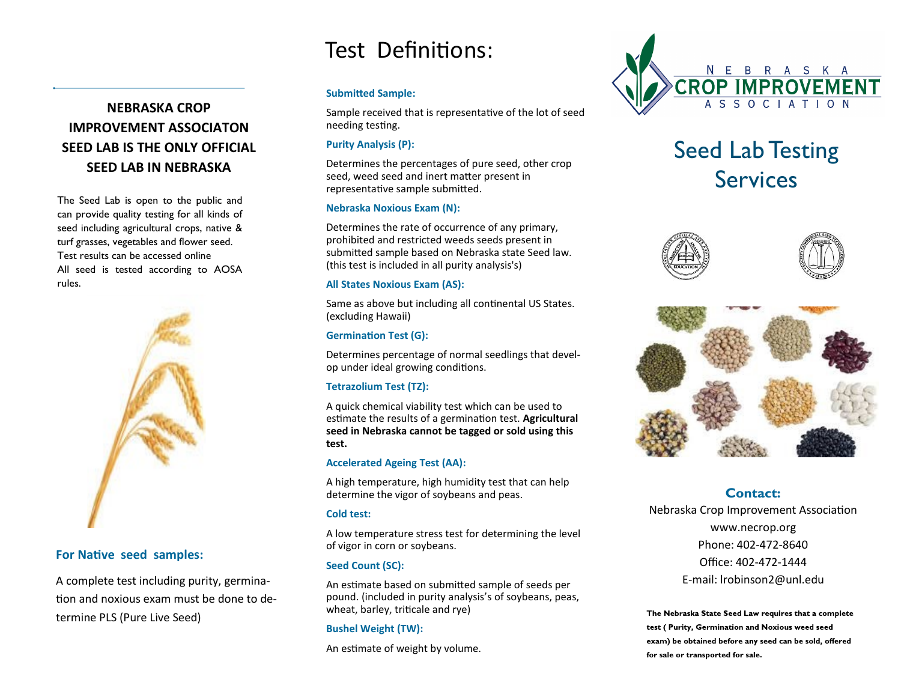**NEBRASKA CROP IMPROVEMENT ASSOCIATON SEED LAB IS THE ONLY OFFICIAL SEED LAB IN NEBRASKA**

The Seed Lab is open to the public and can provide quality testing for all kinds of seed including agricultural crops, native & turf grasses, vegetables and flower seed.
Test results can be accessed online
All seed is tested according to AOSA rules.

### For Native seed samples:

A complete test including purity, germination and noxious exam must be done to determine PLS (Pure Live Seed)

# Test Definitions:

**Submitted Sample:**

Sample received that is representative of the lot of seed needing testing.

**Purity Analysis (P):**

Determines the percentages of pure seed, other crop seed, weed seed and inert matter present in representative sample submitted.

**Nebraska Noxious Exam (N):**

Determines the rate of occurrence of any primary, prohibited and restricted weeds seeds present in submitted sample based on Nebraska state Seed law. (this test is included in all purity analysis's)

**All States Noxious Exam (AS):**

Same as above but including all continental US States. (excluding Hawaii)

**Germination Test (G):**

Determines percentage of normal seedlings that develop under ideal growing conditions.

**Tetrazolium Test (TZ):**

A quick chemical viability test which can be used to estimate the results of a germination test. **Agricultural seed in Nebraska cannot be tagged or sold using this test.**

**Accelerated Ageing Test (AA):**

A high temperature, high humidity test that can help determine the vigor of soybeans and peas.

**Cold test:**

A low temperature stress test for determining the level of vigor in corn or soybeans.

**Seed Count (SC):**

An estimate based on submitted sample of seeds per pound. (included in purity analysis's of soybeans, peas, wheat, barley, triticale and rye)

**Bushel Weight (TW):**

An estimate of weight by volume.

NEBRASKA CROP IMPROVEMENT ASSOCIATION

# Seed Lab Testing Services

### Contact:

Nebraska Crop Improvement Association
www.necrop.org
Phone: 402-472-8640
Office: 402-472-1444
E-mail: lrobinson2@unl.edu

**The Nebraska State Seed Law requires that a complete test ( Purity, Germination and Noxious weed seed exam) be obtained before any seed can be sold, offered for sale or transported for sale.**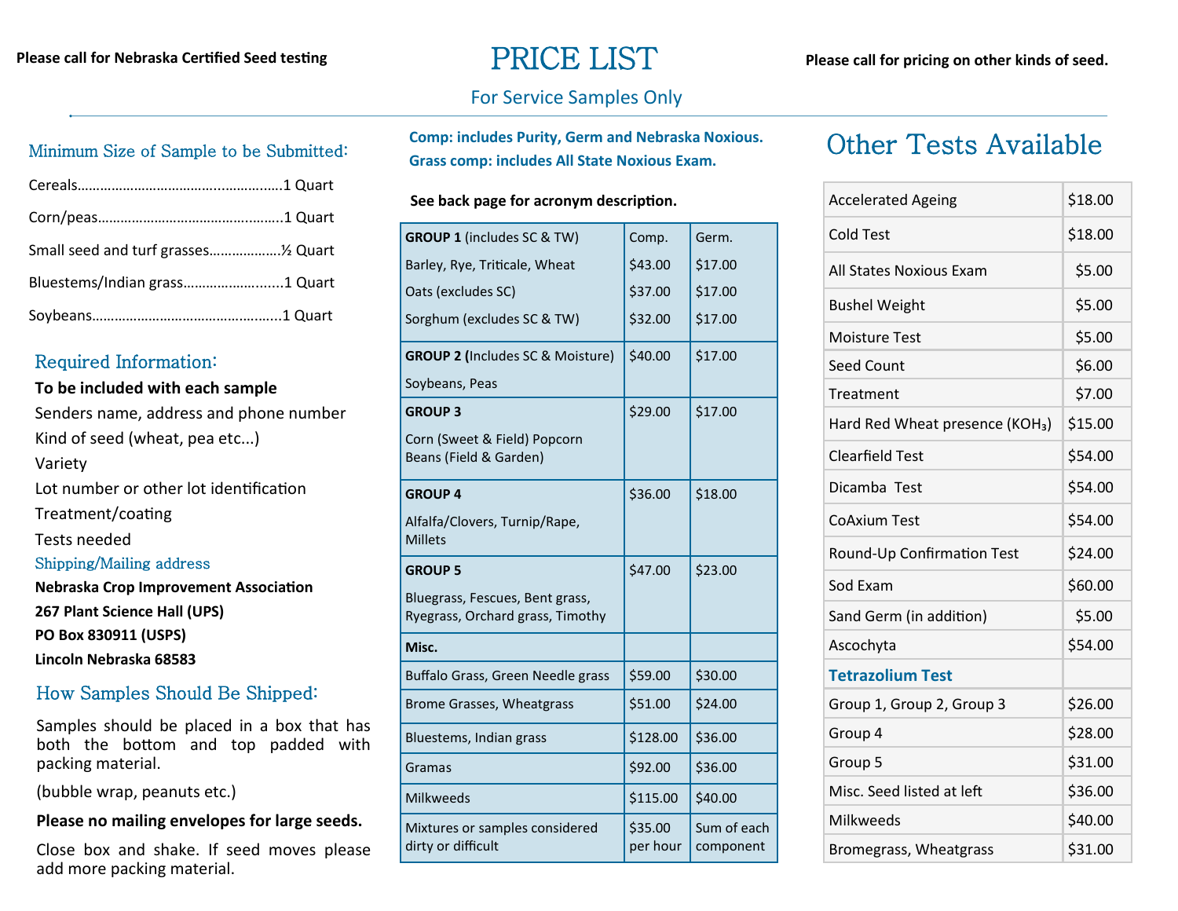**Please call for Nebraska Certified Seed testing**

# PRICE LIST

**Please call for pricing on other kinds of seed.**

For Service Samples Only

## Minimum Size of Sample to be Submitted:

Cereals……………………………………………..1 Quart

Corn/peas…………………………………………..1 Quart

Small seed and turf grasses………………½ Quart

Bluestems/Indian grass……………………...1 Quart

Soybeans…………………………………………..1 Quart

## Required Information:

**To be included with each sample**

Senders name, address and phone number

Kind of seed (wheat, pea etc...)

Variety

Lot number or other lot identification

Treatment/coating

Tests needed

Shipping/Mailing address

**Nebraska Crop Improvement Association**

**267 Plant Science Hall (UPS)**

**PO Box 830911 (USPS)**

**Lincoln Nebraska 68583**

## How Samples Should Be Shipped:

Samples should be placed in a box that has both the bottom and top padded with packing material.

(bubble wrap, peanuts etc.)

**Please no mailing envelopes for large seeds.**

Close box and shake. If seed moves please add more packing material.

**Comp: includes Purity, Germ and Nebraska Noxious.**
**Grass comp: includes All State Noxious Exam.**

**See back page for acronym description.**

| **GROUP 1** (includes SC & TW) | Comp. | Germ. |
|---|---|---|
| Barley, Rye, Triticale, Wheat | $43.00 | $17.00 |
| Oats (excludes SC) | $37.00 | $17.00 |
| Sorghum (excludes SC & TW) | $32.00 | $17.00 |
| **GROUP 2** (Includes SC & Moisture) Soybeans, Peas | $40.00 | $17.00 |
| **GROUP 3** Corn (Sweet & Field) Popcorn Beans (Field & Garden) | $29.00 | $17.00 |
| **GROUP 4** Alfalfa/Clovers, Turnip/Rape, Millets | $36.00 | $18.00 |
| **GROUP 5** Bluegrass, Fescues, Bent grass, Ryegrass, Orchard grass, Timothy | $47.00 | $23.00 |
| **Misc.** | | |
| Buffalo Grass, Green Needle grass | $59.00 | $30.00 |
| Brome Grasses, Wheatgrass | $51.00 | $24.00 |
| Bluestems, Indian grass | $128.00 | $36.00 |
| Gramas | $92.00 | $36.00 |
| Milkweeds | $115.00 | $40.00 |
| Mixtures or samples considered dirty or difficult | $35.00 per hour | Sum of each component |

## Other Tests Available

| | |
|---|---|
| Accelerated Ageing | $18.00 |
| Cold Test | $18.00 |
| All States Noxious Exam | $5.00 |
| Bushel Weight | $5.00 |
| Moisture Test | $5.00 |
| Seed Count | $6.00 |
| Treatment | $7.00 |
| Hard Red Wheat presence ($KOH_3$) | $15.00 |
| Clearfield Test | $54.00 |
| Dicamba Test | $54.00 |
| CoAxium Test | $54.00 |
| Round-Up Confirmation Test | $24.00 |
| Sod Exam | $60.00 |
| Sand Germ (in addition) | $5.00 |
| Ascochyta | $54.00 |
| **Tetrazolium Test** | |
| Group 1, Group 2, Group 3 | $26.00 |
| Group 4 | $28.00 |
| Group 5 | $31.00 |
| Misc. Seed listed at left | $36.00 |
| Milkweeds | $40.00 |
| Bromegrass, Wheatgrass | $31.00 |